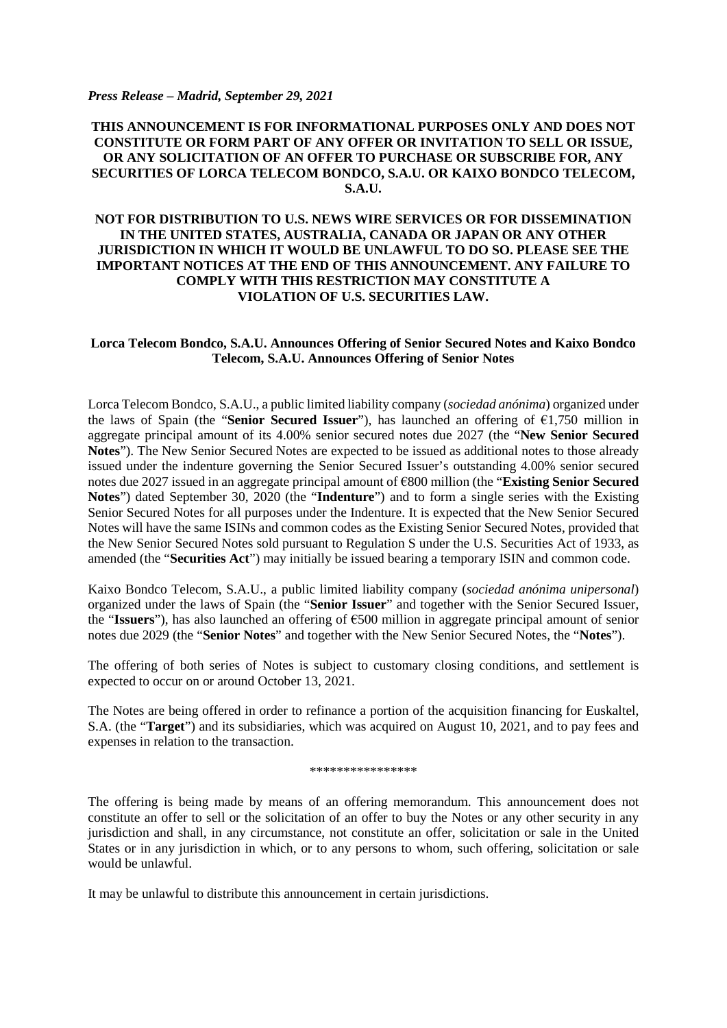***Press Release – Madrid, September 29, 2021***

**THIS ANNOUNCEMENT IS FOR INFORMATIONAL PURPOSES ONLY AND DOES NOT CONSTITUTE OR FORM PART OF ANY OFFER OR INVITATION TO SELL OR ISSUE, OR ANY SOLICITATION OF AN OFFER TO PURCHASE OR SUBSCRIBE FOR, ANY SECURITIES OF LORCA TELECOM BONDCO, S.A.U. OR KAIXO BONDCO TELECOM, S.A.U.**

**NOT FOR DISTRIBUTION TO U.S. NEWS WIRE SERVICES OR FOR DISSEMINATION IN THE UNITED STATES, AUSTRALIA, CANADA OR JAPAN OR ANY OTHER JURISDICTION IN WHICH IT WOULD BE UNLAWFUL TO DO SO. PLEASE SEE THE IMPORTANT NOTICES AT THE END OF THIS ANNOUNCEMENT. ANY FAILURE TO COMPLY WITH THIS RESTRICTION MAY CONSTITUTE A VIOLATION OF U.S. SECURITIES LAW.**

**Lorca Telecom Bondco, S.A.U. Announces Offering of Senior Secured Notes and Kaixo Bondco Telecom, S.A.U. Announces Offering of Senior Notes**

Lorca Telecom Bondco, S.A.U., a public limited liability company (*sociedad anónima*) organized under the laws of Spain (the "**Senior Secured Issuer**"), has launched an offering of €1,750 million in aggregate principal amount of its 4.00% senior secured notes due 2027 (the "**New Senior Secured Notes**"). The New Senior Secured Notes are expected to be issued as additional notes to those already issued under the indenture governing the Senior Secured Issuer's outstanding 4.00% senior secured notes due 2027 issued in an aggregate principal amount of €800 million (the "**Existing Senior Secured Notes**") dated September 30, 2020 (the "**Indenture**") and to form a single series with the Existing Senior Secured Notes for all purposes under the Indenture. It is expected that the New Senior Secured Notes will have the same ISINs and common codes as the Existing Senior Secured Notes, provided that the New Senior Secured Notes sold pursuant to Regulation S under the U.S. Securities Act of 1933, as amended (the "**Securities Act**") may initially be issued bearing a temporary ISIN and common code.

Kaixo Bondco Telecom, S.A.U., a public limited liability company (*sociedad anónima unipersonal*) organized under the laws of Spain (the "**Senior Issuer**" and together with the Senior Secured Issuer, the "**Issuers**"), has also launched an offering of €500 million in aggregate principal amount of senior notes due 2029 (the "**Senior Notes**" and together with the New Senior Secured Notes, the "**Notes**").

The offering of both series of Notes is subject to customary closing conditions, and settlement is expected to occur on or around October 13, 2021.

The Notes are being offered in order to refinance a portion of the acquisition financing for Euskaltel, S.A. (the "**Target**") and its subsidiaries, which was acquired on August 10, 2021, and to pay fees and expenses in relation to the transaction.

****************

The offering is being made by means of an offering memorandum. This announcement does not constitute an offer to sell or the solicitation of an offer to buy the Notes or any other security in any jurisdiction and shall, in any circumstance, not constitute an offer, solicitation or sale in the United States or in any jurisdiction in which, or to any persons to whom, such offering, solicitation or sale would be unlawful.

It may be unlawful to distribute this announcement in certain jurisdictions.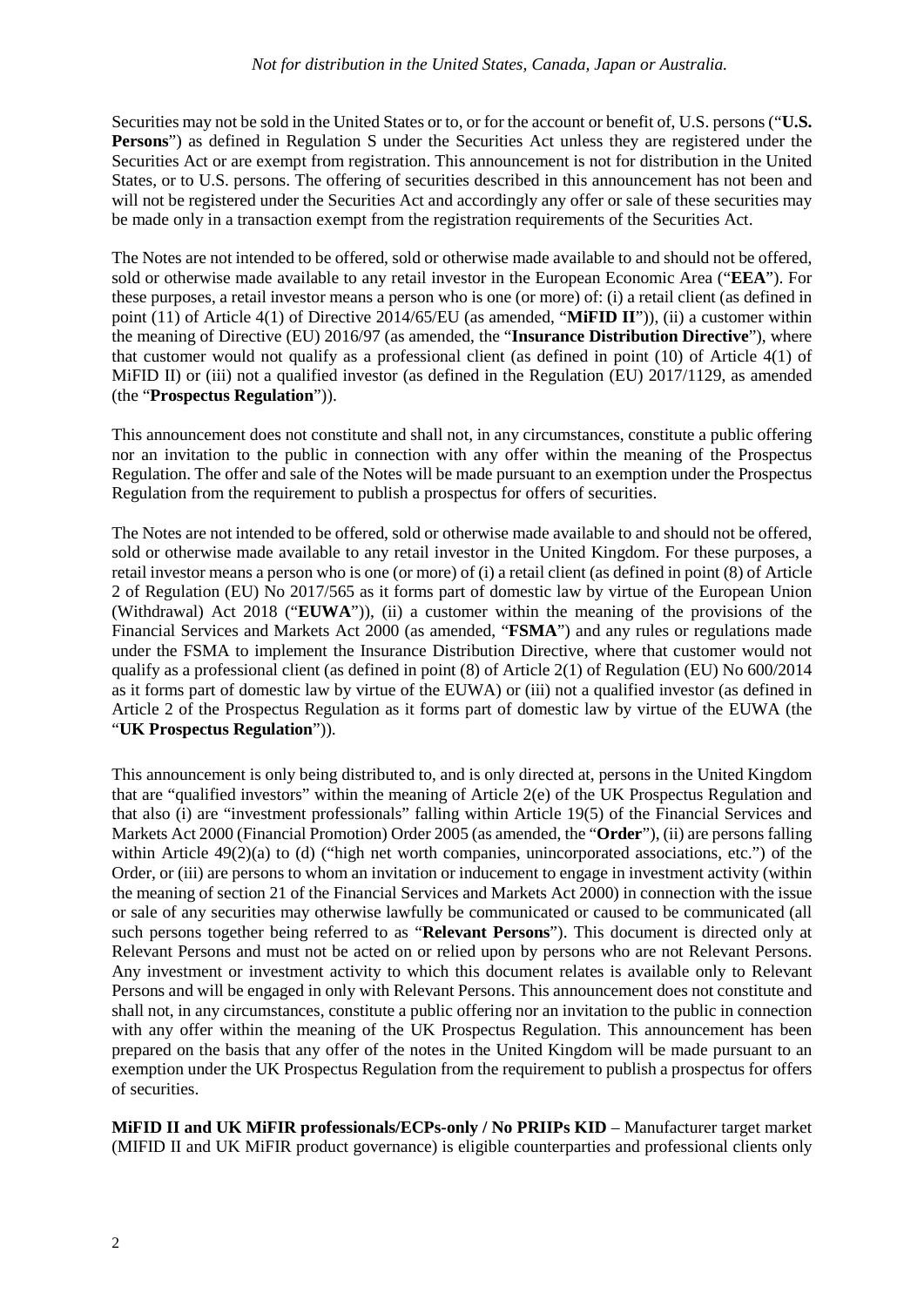Securities may not be sold in the United States or to, or for the account or benefit of, U.S. persons ("**U.S. Persons**") as defined in Regulation S under the Securities Act unless they are registered under the Securities Act or are exempt from registration. This announcement is not for distribution in the United States, or to U.S. persons. The offering of securities described in this announcement has not been and will not be registered under the Securities Act and accordingly any offer or sale of these securities may be made only in a transaction exempt from the registration requirements of the Securities Act.

The Notes are not intended to be offered, sold or otherwise made available to and should not be offered, sold or otherwise made available to any retail investor in the European Economic Area ("**EEA**"). For these purposes, a retail investor means a person who is one (or more) of: (i) a retail client (as defined in point (11) of Article 4(1) of Directive 2014/65/EU (as amended, "**MiFID II**")), (ii) a customer within the meaning of Directive (EU) 2016/97 (as amended, the "**Insurance Distribution Directive**"), where that customer would not qualify as a professional client (as defined in point (10) of Article 4(1) of MiFID II) or (iii) not a qualified investor (as defined in the Regulation (EU) 2017/1129, as amended (the "**Prospectus Regulation**")).

This announcement does not constitute and shall not, in any circumstances, constitute a public offering nor an invitation to the public in connection with any offer within the meaning of the Prospectus Regulation. The offer and sale of the Notes will be made pursuant to an exemption under the Prospectus Regulation from the requirement to publish a prospectus for offers of securities.

The Notes are not intended to be offered, sold or otherwise made available to and should not be offered, sold or otherwise made available to any retail investor in the United Kingdom. For these purposes, a retail investor means a person who is one (or more) of (i) a retail client (as defined in point (8) of Article 2 of Regulation (EU) No 2017/565 as it forms part of domestic law by virtue of the European Union (Withdrawal) Act 2018 ("**EUWA**")), (ii) a customer within the meaning of the provisions of the Financial Services and Markets Act 2000 (as amended, "**FSMA**") and any rules or regulations made under the FSMA to implement the Insurance Distribution Directive, where that customer would not qualify as a professional client (as defined in point (8) of Article 2(1) of Regulation (EU) No 600/2014 as it forms part of domestic law by virtue of the EUWA) or (iii) not a qualified investor (as defined in Article 2 of the Prospectus Regulation as it forms part of domestic law by virtue of the EUWA (the "**UK Prospectus Regulation**")).

This announcement is only being distributed to, and is only directed at, persons in the United Kingdom that are "qualified investors" within the meaning of Article 2(e) of the UK Prospectus Regulation and that also (i) are "investment professionals" falling within Article 19(5) of the Financial Services and Markets Act 2000 (Financial Promotion) Order 2005 (as amended, the "**Order**"), (ii) are persons falling within Article 49(2)(a) to (d) ("high net worth companies, unincorporated associations, etc.") of the Order, or (iii) are persons to whom an invitation or inducement to engage in investment activity (within the meaning of section 21 of the Financial Services and Markets Act 2000) in connection with the issue or sale of any securities may otherwise lawfully be communicated or caused to be communicated (all such persons together being referred to as "**Relevant Persons**"). This document is directed only at Relevant Persons and must not be acted on or relied upon by persons who are not Relevant Persons. Any investment or investment activity to which this document relates is available only to Relevant Persons and will be engaged in only with Relevant Persons. This announcement does not constitute and shall not, in any circumstances, constitute a public offering nor an invitation to the public in connection with any offer within the meaning of the UK Prospectus Regulation. This announcement has been prepared on the basis that any offer of the notes in the United Kingdom will be made pursuant to an exemption under the UK Prospectus Regulation from the requirement to publish a prospectus for offers of securities.

**MiFID II and UK MiFIR professionals/ECPs-only / No PRIIPs KID** – Manufacturer target market (MIFID II and UK MiFIR product governance) is eligible counterparties and professional clients only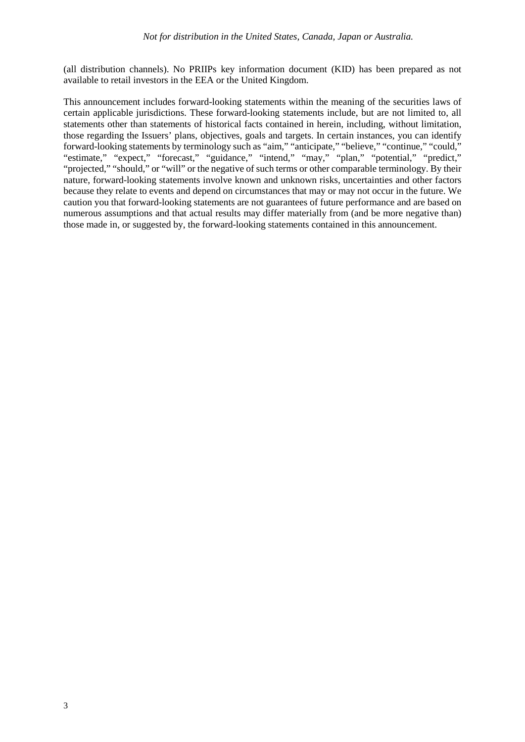(all distribution channels). No PRIIPs key information document (KID) has been prepared as not available to retail investors in the EEA or the United Kingdom.

This announcement includes forward-looking statements within the meaning of the securities laws of certain applicable jurisdictions. These forward-looking statements include, but are not limited to, all statements other than statements of historical facts contained in herein, including, without limitation, those regarding the Issuers' plans, objectives, goals and targets. In certain instances, you can identify forward-looking statements by terminology such as "aim," "anticipate," "believe," "continue," "could," "estimate," "expect," "forecast," "guidance," "intend," "may," "plan," "potential," "predict," "projected," "should," or "will" or the negative of such terms or other comparable terminology. By their nature, forward-looking statements involve known and unknown risks, uncertainties and other factors because they relate to events and depend on circumstances that may or may not occur in the future. We caution you that forward-looking statements are not guarantees of future performance and are based on numerous assumptions and that actual results may differ materially from (and be more negative than) those made in, or suggested by, the forward-looking statements contained in this announcement.